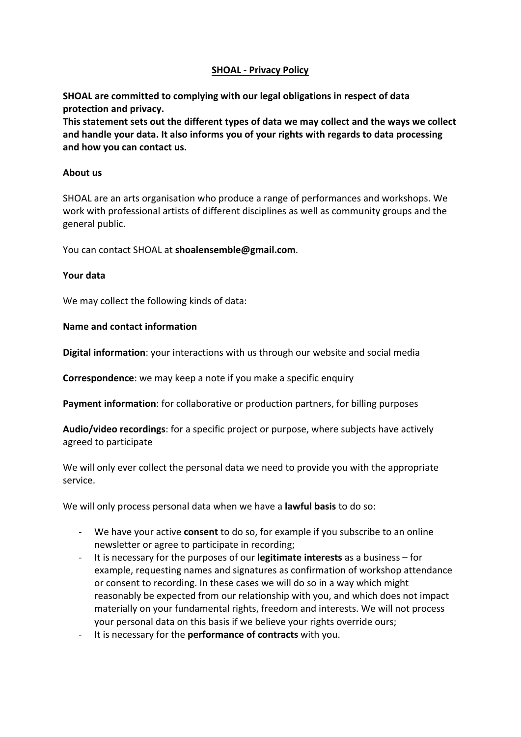# SHOAL - Privacy Policy

**SHOAL are committed to complying with our legal obligations in respect of data protection and privacy.**
**This statement sets out the different types of data we may collect and the ways we collect and handle your data. It also informs you of your rights with regards to data processing and how you can contact us.**

**About us**

SHOAL are an arts organisation who produce a range of performances and workshops. We work with professional artists of different disciplines as well as community groups and the general public.

You can contact SHOAL at **shoalensemble@gmail.com**.

**Your data**

We may collect the following kinds of data:

**Name and contact information**

**Digital information**: your interactions with us through our website and social media

**Correspondence**: we may keep a note if you make a specific enquiry

**Payment information**: for collaborative or production partners, for billing purposes

**Audio/video recordings**: for a specific project or purpose, where subjects have actively agreed to participate

We will only ever collect the personal data we need to provide you with the appropriate service.

We will only process personal data when we have a **lawful basis** to do so:

- We have your active **consent** to do so, for example if you subscribe to an online newsletter or agree to participate in recording;
- It is necessary for the purposes of our **legitimate interests** as a business – for example, requesting names and signatures as confirmation of workshop attendance or consent to recording. In these cases we will do so in a way which might reasonably be expected from our relationship with you, and which does not impact materially on your fundamental rights, freedom and interests. We will not process your personal data on this basis if we believe your rights override ours;
- It is necessary for the **performance of contracts** with you.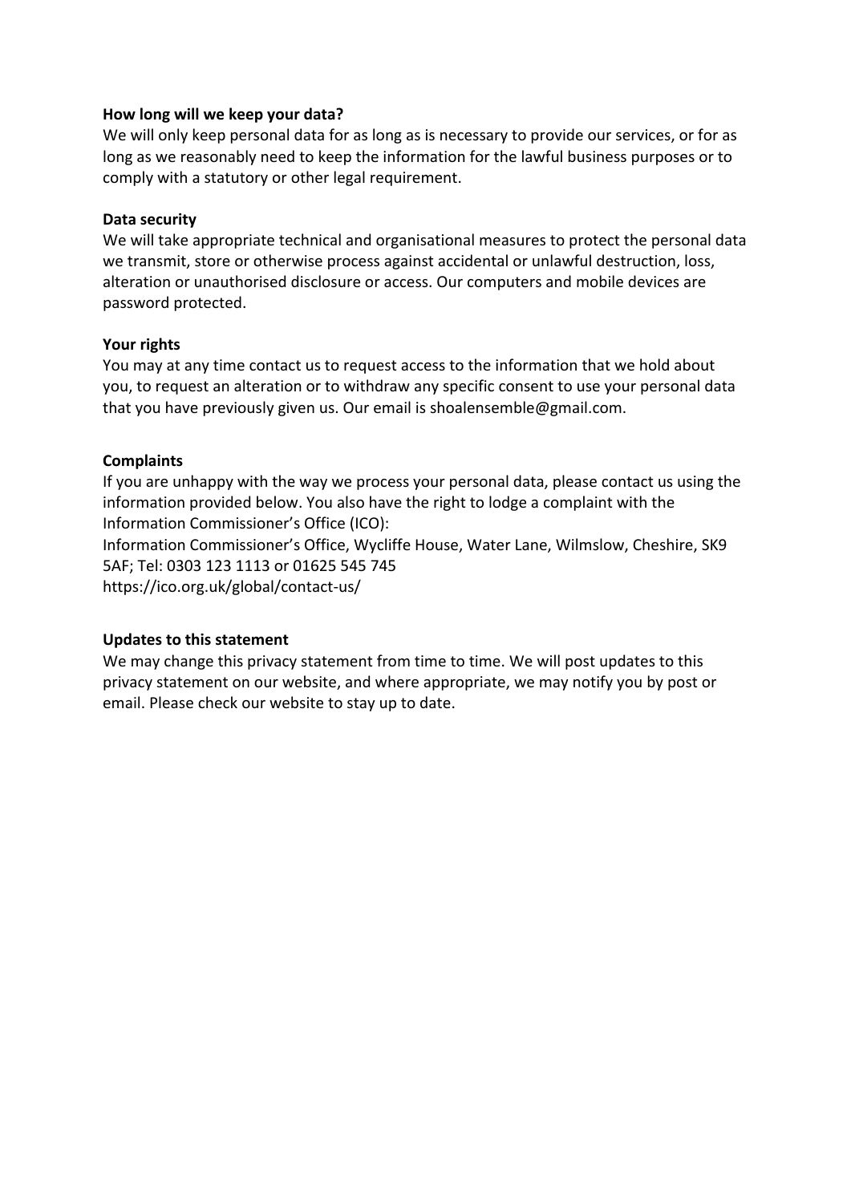**How long will we keep your data?**

We will only keep personal data for as long as is necessary to provide our services, or for as long as we reasonably need to keep the information for the lawful business purposes or to comply with a statutory or other legal requirement.

**Data security**

We will take appropriate technical and organisational measures to protect the personal data we transmit, store or otherwise process against accidental or unlawful destruction, loss, alteration or unauthorised disclosure or access. Our computers and mobile devices are password protected.

**Your rights**

You may at any time contact us to request access to the information that we hold about you, to request an alteration or to withdraw any specific consent to use your personal data that you have previously given us. Our email is shoalensemble@gmail.com.

**Complaints**

If you are unhappy with the way we process your personal data, please contact us using the information provided below. You also have the right to lodge a complaint with the Information Commissioner's Office (ICO):
Information Commissioner's Office, Wycliffe House, Water Lane, Wilmslow, Cheshire, SK9 5AF; Tel: 0303 123 1113 or 01625 545 745
https://ico.org.uk/global/contact-us/

**Updates to this statement**

We may change this privacy statement from time to time. We will post updates to this privacy statement on our website, and where appropriate, we may notify you by post or email. Please check our website to stay up to date.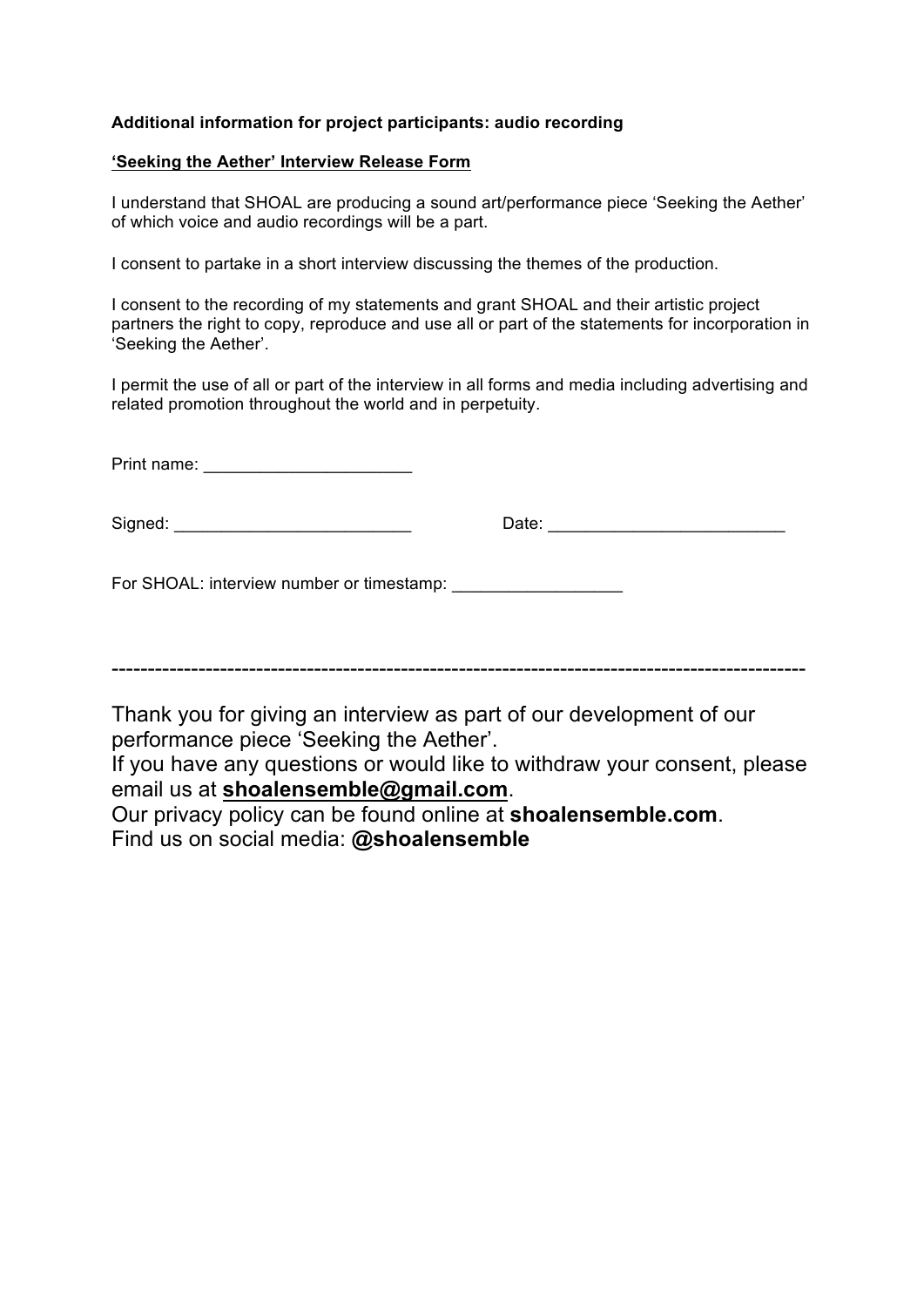**Additional information for project participants: audio recording**

**<u>'Seeking the Aether' Interview Release Form</u>**

I understand that SHOAL are producing a sound art/performance piece 'Seeking the Aether' of which voice and audio recordings will be a part.

I consent to partake in a short interview discussing the themes of the production.

I consent to the recording of my statements and grant SHOAL and their artistic project partners the right to copy, reproduce and use all or part of the statements for incorporation in 'Seeking the Aether'.

I permit the use of all or part of the interview in all forms and media including advertising and related promotion throughout the world and in perpetuity.

Print name: ______________________

Signed: _________________________ Date: _________________________

For SHOAL: interview number or timestamp: _________________

---

Thank you for giving an interview as part of our development of our performance piece 'Seeking the Aether'.
If you have any questions or would like to withdraw your consent, please email us at **<u>shoalensemble@gmail.com</u>**.
Our privacy policy can be found online at **shoalensemble.com**.
Find us on social media: **@shoalensemble**